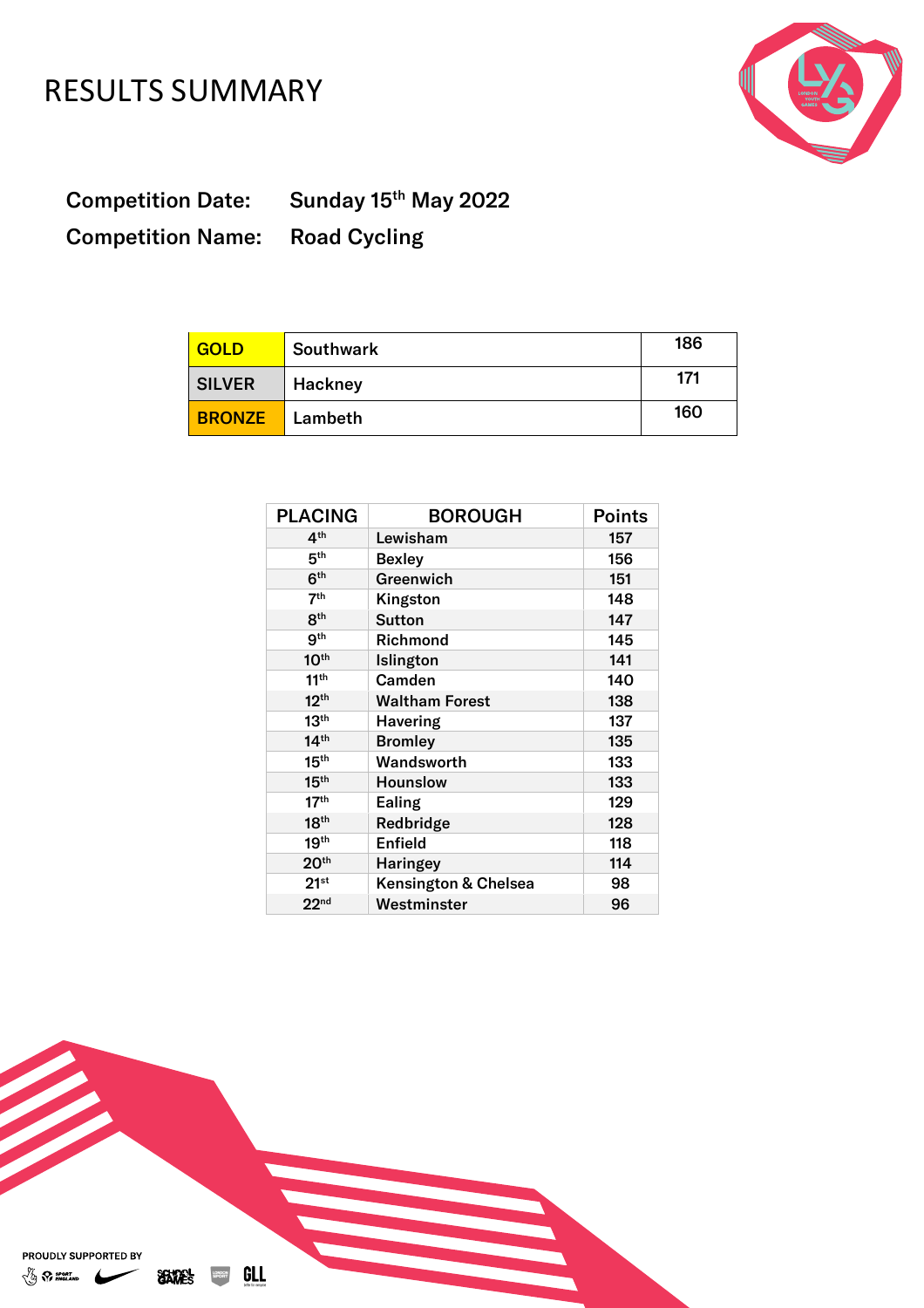# RESULTS SUMMARY

**Competition Date:** Sunday 15th May 2022

**Competition Name:** Road Cycling

| | | |
|---|---|---|
| GOLD | Southwark | 186 |
| SILVER | Hackney | 171 |
| BRONZE | Lambeth | 160 |

| PLACING | BOROUGH | Points |
|---|---|---|
| 4th | Lewisham | 157 |
| 5th | Bexley | 156 |
| 6th | Greenwich | 151 |
| 7th | Kingston | 148 |
| 8th | Sutton | 147 |
| 9th | Richmond | 145 |
| 10th | Islington | 141 |
| 11th | Camden | 140 |
| 12th | Waltham Forest | 138 |
| 13th | Havering | 137 |
| 14th | Bromley | 135 |
| 15th | Wandsworth | 133 |
| 15th | Hounslow | 133 |
| 17th | Ealing | 129 |
| 18th | Redbridge | 128 |
| 19th | Enfield | 118 |
| 20th | Haringey | 114 |
| 21st | Kensington & Chelsea | 98 |
| 22nd | Westminster | 96 |

PROUDLY SUPPORTED BY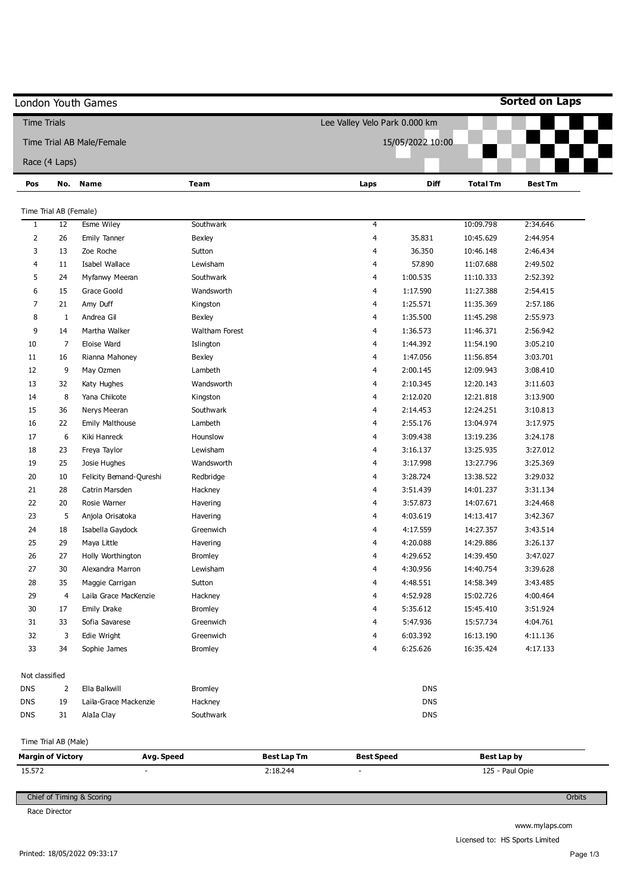London Youth Games

**Sorted on Laps**

Time Trials

Lee Valley Velo Park 0.000 km

Time Trial AB Male/Female

15/05/2022 10:00

Race (4 Laps)

| Pos | No. | Name | Team | Laps | Diff | Total Tm | Best Tm |
|---|---|---|---|---|---|---|---|
| **Time Trial AB (Female)** | | | | | | | |
| 1 | 12 | Esme Wiley | Southwark | 4 | | 10:09.798 | 2:34.646 |
| 2 | 26 | Emily Tanner | Bexley | 4 | 35.831 | 10:45.629 | 2:44.954 |
| 3 | 13 | Zoe Roche | Sutton | 4 | 36.350 | 10:46.148 | 2:46.434 |
| 4 | 11 | Isabel Wallace | Lewisham | 4 | 57.890 | 11:07.688 | 2:49.502 |
| 5 | 24 | Myfanwy Meeran | Southwark | 4 | 1:00.535 | 11:10.333 | 2:52.392 |
| 6 | 15 | Grace Goold | Wandsworth | 4 | 1:17.590 | 11:27.388 | 2:54.415 |
| 7 | 21 | Amy Duff | Kingston | 4 | 1:25.571 | 11:35.369 | 2:57.186 |
| 8 | 1 | Andrea Gil | Bexley | 4 | 1:35.500 | 11:45.298 | 2:55.973 |
| 9 | 14 | Martha Walker | Waltham Forest | 4 | 1:36.573 | 11:46.371 | 2:56.942 |
| 10 | 7 | Eloise Ward | Islington | 4 | 1:44.392 | 11:54.190 | 3:05.210 |
| 11 | 16 | Rianna Mahoney | Bexley | 4 | 1:47.056 | 11:56.854 | 3:03.701 |
| 12 | 9 | May Ozmen | Lambeth | 4 | 2:00.145 | 12:09.943 | 3:08.410 |
| 13 | 32 | Katy Hughes | Wandsworth | 4 | 2:10.345 | 12:20.143 | 3:11.603 |
| 14 | 8 | Yana Chilcote | Kingston | 4 | 2:12.020 | 12:21.818 | 3:13.900 |
| 15 | 36 | Nerys Meeran | Southwark | 4 | 2:14.453 | 12:24.251 | 3:10.813 |
| 16 | 22 | Emily Malthouse | Lambeth | 4 | 2:55.176 | 13:04.974 | 3:17.975 |
| 17 | 6 | Kiki Hanreck | Hounslow | 4 | 3:09.438 | 13:19.236 | 3:24.178 |
| 18 | 23 | Freya Taylor | Lewisham | 4 | 3:16.137 | 13:25.935 | 3:27.012 |
| 19 | 25 | Josie Hughes | Wandsworth | 4 | 3:17.998 | 13:27.796 | 3:25.369 |
| 20 | 10 | Felicity Bemand-Qureshi | Redbridge | 4 | 3:28.724 | 13:38.522 | 3:29.032 |
| 21 | 28 | Catrin Marsden | Hackney | 4 | 3:51.439 | 14:01.237 | 3:31.134 |
| 22 | 20 | Rosie Warner | Havering | 4 | 3:57.873 | 14:07.671 | 3:24.468 |
| 23 | 5 | Anjola Orisatoka | Havering | 4 | 4:03.619 | 14:13.417 | 3:42.367 |
| 24 | 18 | Isabella Gaydock | Greenwich | 4 | 4:17.559 | 14:27.357 | 3:43.514 |
| 25 | 29 | Maya Little | Havering | 4 | 4:20.088 | 14:29.886 | 3:26.137 |
| 26 | 27 | Holly Worthington | Bromley | 4 | 4:29.652 | 14:39.450 | 3:47.027 |
| 27 | 30 | Alexandra Marron | Lewisham | 4 | 4:30.956 | 14:40.754 | 3:39.628 |
| 28 | 35 | Maggie Carrigan | Sutton | 4 | 4:48.551 | 14:58.349 | 3:43.485 |
| 29 | 4 | Laila Grace MacKenzie | Hackney | 4 | 4:52.928 | 15:02.726 | 4:00.464 |
| 30 | 17 | Emily Drake | Bromley | 4 | 5:35.612 | 15:45.410 | 3:51.924 |
| 31 | 33 | Sofia Savarese | Greenwich | 4 | 5:47.936 | 15:57.734 | 4:04.761 |
| 32 | 3 | Edie Wright | Greenwich | 4 | 6:03.392 | 16:13.190 | 4:11.136 |
| 33 | 34 | Sophie James | Bromley | 4 | 6:25.626 | 16:35.424 | 4:17.133 |
| **Not classified** | | | | | | | |
| DNS | 2 | Ella Balkwill | Bromley | | DNS | | |
| DNS | 19 | Laila-Grace Mackenzie | Hackney | | DNS | | |
| DNS | 31 | Alala Clay | Southwark | | DNS | | |

Time Trial AB (Male)

| Margin of Victory | Avg. Speed | Best Lap Tm | Best Speed | Best Lap by |
|---|---|---|---|---|
| 15.572 | - | 2:18.244 | - | 125 - Paul Opie |

Chief of Timing & Scoring

Orbits

Race Director

www.mylaps.com

Licensed to: HS Sports Limited

Printed: 18/05/2022 09:33:17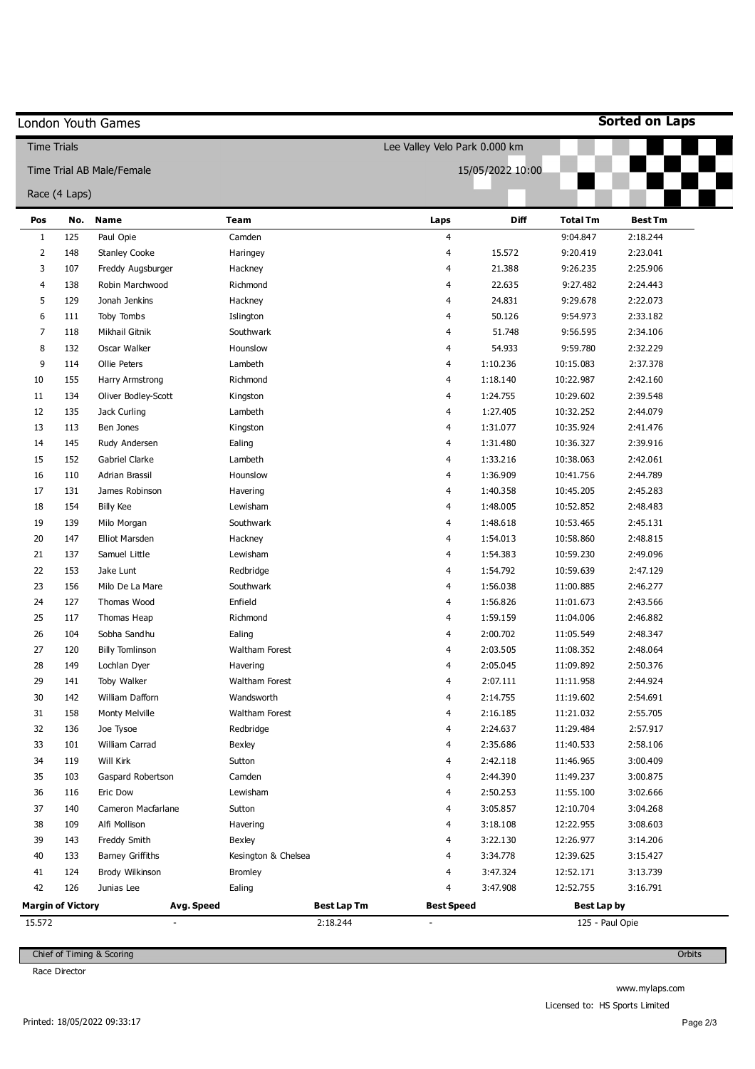# London Youth Games

**Sorted on Laps**

Time Trials — Lee Valley Velo Park 0.000 km

Time Trial AB Male/Female — 15/05/2022 10:00

Race (4 Laps)

| Pos | No. | Name | Team | Laps | Diff | Total Tm | Best Tm |
|---|---|---|---|---|---|---|---|
| 1 | 125 | Paul Opie | Camden | 4 | | 9:04.847 | 2:18.244 |
| 2 | 148 | Stanley Cooke | Haringey | 4 | 15.572 | 9:20.419 | 2:23.041 |
| 3 | 107 | Freddy Augsburger | Hackney | 4 | 21.388 | 9:26.235 | 2:25.906 |
| 4 | 138 | Robin Marchwood | Richmond | 4 | 22.635 | 9:27.482 | 2:24.443 |
| 5 | 129 | Jonah Jenkins | Hackney | 4 | 24.831 | 9:29.678 | 2:22.073 |
| 6 | 111 | Toby Tombs | Islington | 4 | 50.126 | 9:54.973 | 2:33.182 |
| 7 | 118 | Mikhail Gitnik | Southwark | 4 | 51.748 | 9:56.595 | 2:34.106 |
| 8 | 132 | Oscar Walker | Hounslow | 4 | 54.933 | 9:59.780 | 2:32.229 |
| 9 | 114 | Ollie Peters | Lambeth | 4 | 1:10.236 | 10:15.083 | 2:37.378 |
| 10 | 155 | Harry Armstrong | Richmond | 4 | 1:18.140 | 10:22.987 | 2:42.160 |
| 11 | 134 | Oliver Bodley-Scott | Kingston | 4 | 1:24.755 | 10:29.602 | 2:39.548 |
| 12 | 135 | Jack Curling | Lambeth | 4 | 1:27.405 | 10:32.252 | 2:44.079 |
| 13 | 113 | Ben Jones | Kingston | 4 | 1:31.077 | 10:35.924 | 2:41.476 |
| 14 | 145 | Rudy Andersen | Ealing | 4 | 1:31.480 | 10:36.327 | 2:39.916 |
| 15 | 152 | Gabriel Clarke | Lambeth | 4 | 1:33.216 | 10:38.063 | 2:42.061 |
| 16 | 110 | Adrian Brassil | Hounslow | 4 | 1:36.909 | 10:41.756 | 2:44.789 |
| 17 | 131 | James Robinson | Havering | 4 | 1:40.358 | 10:45.205 | 2:45.283 |
| 18 | 154 | Billy Kee | Lewisham | 4 | 1:48.005 | 10:52.852 | 2:48.483 |
| 19 | 139 | Milo Morgan | Southwark | 4 | 1:48.618 | 10:53.465 | 2:45.131 |
| 20 | 147 | Elliot Marsden | Hackney | 4 | 1:54.013 | 10:58.860 | 2:48.815 |
| 21 | 137 | Samuel Little | Lewisham | 4 | 1:54.383 | 10:59.230 | 2:49.096 |
| 22 | 153 | Jake Lunt | Redbridge | 4 | 1:54.792 | 10:59.639 | 2:47.129 |
| 23 | 156 | Milo De La Mare | Southwark | 4 | 1:56.038 | 11:00.885 | 2:46.277 |
| 24 | 127 | Thomas Wood | Enfield | 4 | 1:56.826 | 11:01.673 | 2:43.566 |
| 25 | 117 | Thomas Heap | Richmond | 4 | 1:59.159 | 11:04.006 | 2:46.882 |
| 26 | 104 | Sobha Sandhu | Ealing | 4 | 2:00.702 | 11:05.549 | 2:48.347 |
| 27 | 120 | Billy Tomlinson | Waltham Forest | 4 | 2:03.505 | 11:08.352 | 2:48.064 |
| 28 | 149 | Lochlan Dyer | Havering | 4 | 2:05.045 | 11:09.892 | 2:50.376 |
| 29 | 141 | Toby Walker | Waltham Forest | 4 | 2:07.111 | 11:11.958 | 2:44.924 |
| 30 | 142 | William Dafforn | Wandsworth | 4 | 2:14.755 | 11:19.602 | 2:54.691 |
| 31 | 158 | Monty Melville | Waltham Forest | 4 | 2:16.185 | 11:21.032 | 2:55.705 |
| 32 | 136 | Joe Tysoe | Redbridge | 4 | 2:24.637 | 11:29.484 | 2:57.917 |
| 33 | 101 | William Carrad | Bexley | 4 | 2:35.686 | 11:40.533 | 2:58.106 |
| 34 | 119 | Will Kirk | Sutton | 4 | 2:42.118 | 11:46.965 | 3:00.409 |
| 35 | 103 | Gaspard Robertson | Camden | 4 | 2:44.390 | 11:49.237 | 3:00.875 |
| 36 | 116 | Eric Dow | Lewisham | 4 | 2:50.253 | 11:55.100 | 3:02.666 |
| 37 | 140 | Cameron Macfarlane | Sutton | 4 | 3:05.857 | 12:10.704 | 3:04.268 |
| 38 | 109 | Alfi Mollison | Havering | 4 | 3:18.108 | 12:22.955 | 3:08.603 |
| 39 | 143 | Freddy Smith | Bexley | 4 | 3:22.130 | 12:26.977 | 3:14.206 |
| 40 | 133 | Barney Griffiths | Kesington & Chelsea | 4 | 3:34.778 | 12:39.625 | 3:15.427 |
| 41 | 124 | Brody Wilkinson | Bromley | 4 | 3:47.324 | 12:52.171 | 3:13.739 |
| 42 | 126 | Junias Lee | Ealing | 4 | 3:47.908 | 12:52.755 | 3:16.791 |

| Margin of Victory | Avg. Speed | Best Lap Tm | Best Speed | Best Lap by |
|---|---|---|---|---|
| 15.572 | - | 2:18.244 | - | 125 - Paul Opie |

Chief of Timing & Scoring — Orbits

Race Director

www.mylaps.com

Licensed to: HS Sports Limited

Printed: 18/05/2022 09:33:17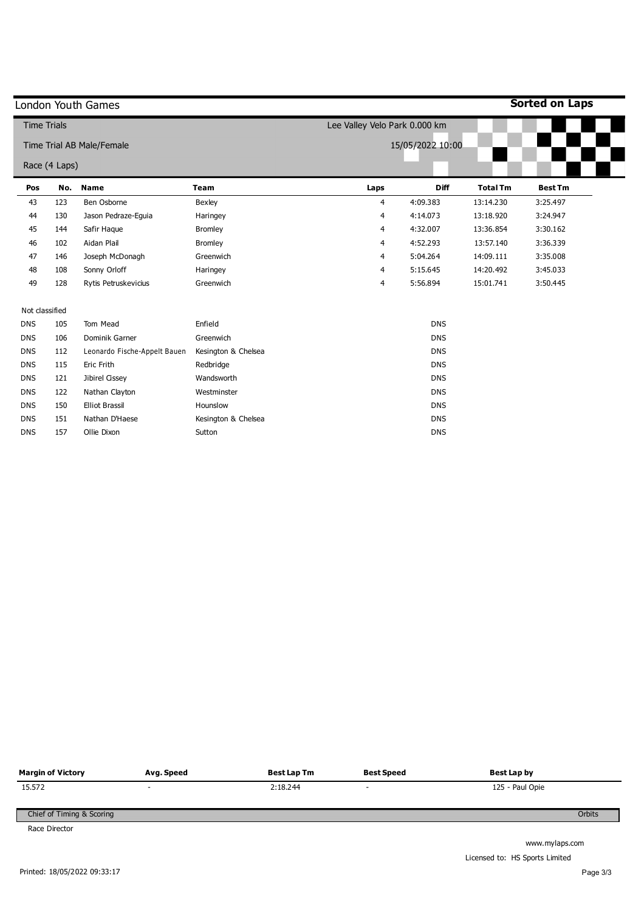London Youth Games

**Sorted on Laps**

Time Trials

Time Trial AB Male/Female

Race (4 Laps)

Lee Valley Velo Park 0.000 km

15/05/2022 10:00

| Pos | No. | Name | Team | Laps | Diff | Total Tm | Best Tm |
|---|---|---|---|---|---|---|---|
| 43 | 123 | Ben Osborne | Bexley | 4 | 4:09.383 | 13:14.230 | 3:25.497 |
| 44 | 130 | Jason Pedraze-Eguia | Haringey | 4 | 4:14.073 | 13:18.920 | 3:24.947 |
| 45 | 144 | Safir Haque | Bromley | 4 | 4:32.007 | 13:36.854 | 3:30.162 |
| 46 | 102 | Aidan Plail | Bromley | 4 | 4:52.293 | 13:57.140 | 3:36.339 |
| 47 | 146 | Joseph McDonagh | Greenwich | 4 | 5:04.264 | 14:09.111 | 3:35.008 |
| 48 | 108 | Sonny Orloff | Haringey | 4 | 5:15.645 | 14:20.492 | 3:45.033 |
| 49 | 128 | Rytis Petruskevicius | Greenwich | 4 | 5:56.894 | 15:01.741 | 3:50.445 |
| Not classified | | | | | | | |
| DNS | 105 | Tom Mead | Enfield | | DNS | | |
| DNS | 106 | Dominik Garner | Greenwich | | DNS | | |
| DNS | 112 | Leonardo Fische-Appelt Bauen | Kesington & Chelsea | | DNS | | |
| DNS | 115 | Eric Frith | Redbridge | | DNS | | |
| DNS | 121 | Jibirel Cissey | Wandsworth | | DNS | | |
| DNS | 122 | Nathan Clayton | Westminster | | DNS | | |
| DNS | 150 | Elliot Brassil | Hounslow | | DNS | | |
| DNS | 151 | Nathan D'Haese | Kesington & Chelsea | | DNS | | |
| DNS | 157 | Ollie Dixon | Sutton | | DNS | | |

| Margin of Victory | Avg. Speed | Best Lap Tm | Best Speed | Best Lap by |
|---|---|---|---|---|
| 15.572 | - | 2:18.244 | - | 125 - Paul Opie |

Chief of Timing & Scoring

Orbits

Race Director

www.mylaps.com

Licensed to: HS Sports Limited

Printed: 18/05/2022 09:33:17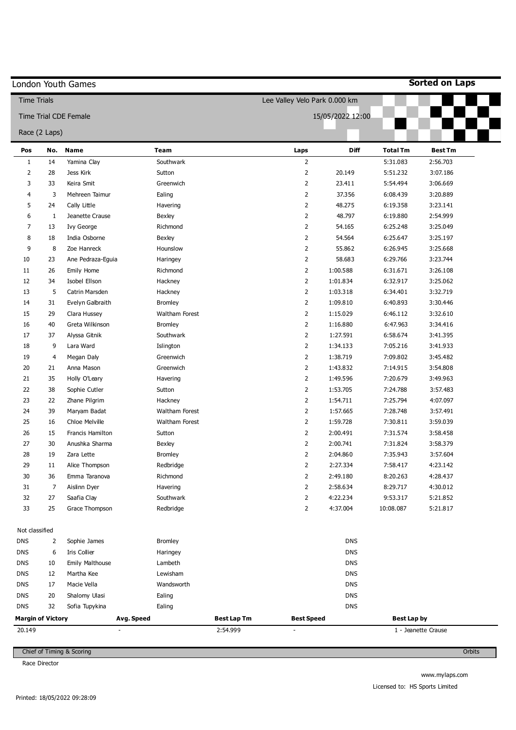London Youth Games

**Sorted on Laps**

Time Trials

Lee Valley Velo Park 0.000 km

Time Trial CDE Female

15/05/2022 12:00

Race (2 Laps)

| Pos | No. | Name | Team | Laps | Diff | Total Tm | Best Tm |
|---|---|---|---|---|---|---|---|
| 1 | 14 | Yamina Clay | Southwark | 2 | | 5:31.083 | 2:56.703 |
| 2 | 28 | Jess Kirk | Sutton | 2 | 20.149 | 5:51.232 | 3:07.186 |
| 3 | 33 | Keira Smit | Greenwich | 2 | 23.411 | 5:54.494 | 3:06.669 |
| 4 | 3 | Mehreen Taimur | Ealing | 2 | 37.356 | 6:08.439 | 3:20.889 |
| 5 | 24 | Cally Little | Havering | 2 | 48.275 | 6:19.358 | 3:23.141 |
| 6 | 1 | Jeanette Crause | Bexley | 2 | 48.797 | 6:19.880 | 2:54.999 |
| 7 | 13 | Ivy George | Richmond | 2 | 54.165 | 6:25.248 | 3:25.049 |
| 8 | 18 | India Osborne | Bexley | 2 | 54.564 | 6:25.647 | 3:25.197 |
| 9 | 8 | Zoe Hanreck | Hounslow | 2 | 55.862 | 6:26.945 | 3:25.668 |
| 10 | 23 | Ane Pedraza-Eguia | Haringey | 2 | 58.683 | 6:29.766 | 3:23.744 |
| 11 | 26 | Emily Home | Richmond | 2 | 1:00.588 | 6:31.671 | 3:26.108 |
| 12 | 34 | Isobel Ellson | Hackney | 2 | 1:01.834 | 6:32.917 | 3:25.062 |
| 13 | 5 | Catrin Marsden | Hackney | 2 | 1:03.318 | 6:34.401 | 3:32.719 |
| 14 | 31 | Evelyn Galbraith | Bromley | 2 | 1:09.810 | 6:40.893 | 3:30.446 |
| 15 | 29 | Clara Hussey | Waltham Forest | 2 | 1:15.029 | 6:46.112 | 3:32.610 |
| 16 | 40 | Greta Wilkinson | Bromley | 2 | 1:16.880 | 6:47.963 | 3:34.416 |
| 17 | 37 | Alyssa Gitnik | Southwark | 2 | 1:27.591 | 6:58.674 | 3:41.395 |
| 18 | 9 | Lara Ward | Islington | 2 | 1:34.133 | 7:05.216 | 3:41.933 |
| 19 | 4 | Megan Daly | Greenwich | 2 | 1:38.719 | 7:09.802 | 3:45.482 |
| 20 | 21 | Anna Mason | Greenwich | 2 | 1:43.832 | 7:14.915 | 3:54.808 |
| 21 | 35 | Holly O'Leary | Havering | 2 | 1:49.596 | 7:20.679 | 3:49.963 |
| 22 | 38 | Sophie Cutler | Sutton | 2 | 1:53.705 | 7:24.788 | 3:57.483 |
| 23 | 22 | Zhane Pilgrim | Hackney | 2 | 1:54.711 | 7:25.794 | 4:07.097 |
| 24 | 39 | Maryam Badat | Waltham Forest | 2 | 1:57.665 | 7:28.748 | 3:57.491 |
| 25 | 16 | Chloe Melville | Waltham Forest | 2 | 1:59.728 | 7:30.811 | 3:59.039 |
| 26 | 15 | Francis Hamilton | Sutton | 2 | 2:00.491 | 7:31.574 | 3:58.458 |
| 27 | 30 | Anushka Sharma | Bexley | 2 | 2:00.741 | 7:31.824 | 3:58.379 |
| 28 | 19 | Zara Lette | Bromley | 2 | 2:04.860 | 7:35.943 | 3:57.604 |
| 29 | 11 | Alice Thompson | Redbridge | 2 | 2:27.334 | 7:58.417 | 4:23.142 |
| 30 | 36 | Emma Taranova | Richmond | 2 | 2:49.180 | 8:20.263 | 4:28.437 |
| 31 | 7 | Aislinn Dyer | Havering | 2 | 2:58.634 | 8:29.717 | 4:30.012 |
| 32 | 27 | Saafia Clay | Southwark | 2 | 4:22.234 | 9:53.317 | 5:21.852 |
| 33 | 25 | Grace Thompson | Redbridge | 2 | 4:37.004 | 10:08.087 | 5:21.817 |

Not classified

| Pos | No. | Name | Team | Diff |
|---|---|---|---|---|
| DNS | 2 | Sophie James | Bromley | DNS |
| DNS | 6 | Iris Collier | Haringey | DNS |
| DNS | 10 | Emily Malthouse | Lambeth | DNS |
| DNS | 12 | Martha Kee | Lewisham | DNS |
| DNS | 17 | Macie Vella | Wandsworth | DNS |
| DNS | 20 | Shalomy Ulasi | Ealing | DNS |
| DNS | 32 | Sofia Tupykina | Ealing | DNS |

| Margin of Victory | Avg. Speed | Best Lap Tm | Best Speed | Best Lap by |
|---|---|---|---|---|
| 20.149 | - | 2:54.999 | - | 1 - Jeanette Crause |

Chief of Timing & Scoring

Orbits

Race Director

www.mylaps.com

Licensed to: HS Sports Limited

Printed: 18/05/2022 09:28:09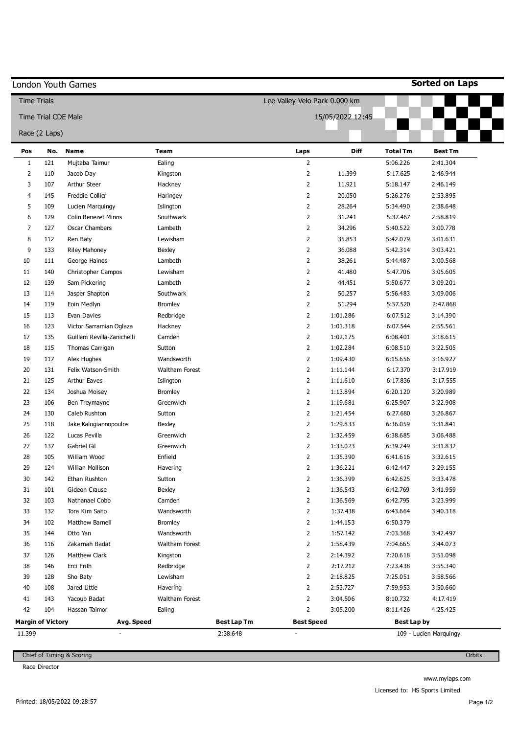# London Youth Games

**Sorted on Laps**

Time Trials — Lee Valley Velo Park 0.000 km

Time Trial CDE Male — 15/05/2022 12:45

Race (2 Laps)

| Pos | No. | Name | Team | Laps | Diff | Total Tm | Best Tm |
|---|---|---|---|---|---|---|---|
| 1 | 121 | Mujtaba Taimur | Ealing | 2 | | 5:06.226 | 2:41.304 |
| 2 | 110 | Jacob Day | Kingston | 2 | 11.399 | 5:17.625 | 2:46.944 |
| 3 | 107 | Arthur Steer | Hackney | 2 | 11.921 | 5:18.147 | 2:46.149 |
| 4 | 145 | Freddie Collier | Haringey | 2 | 20.050 | 5:26.276 | 2:53.895 |
| 5 | 109 | Lucien Marquingy | Islington | 2 | 28.264 | 5:34.490 | 2:38.648 |
| 6 | 129 | Colin Benezet Minns | Southwark | 2 | 31.241 | 5:37.467 | 2:58.819 |
| 7 | 127 | Oscar Chambers | Lambeth | 2 | 34.296 | 5:40.522 | 3:00.778 |
| 8 | 112 | Ren Baty | Lewisham | 2 | 35.853 | 5:42.079 | 3:01.631 |
| 9 | 133 | Riley Mahoney | Bexley | 2 | 36.088 | 5:42.314 | 3:03.421 |
| 10 | 111 | George Haines | Lambeth | 2 | 38.261 | 5:44.487 | 3:00.568 |
| 11 | 140 | Christopher Campos | Lewisham | 2 | 41.480 | 5:47.706 | 3:05.605 |
| 12 | 139 | Sam Pickering | Lambeth | 2 | 44.451 | 5:50.677 | 3:09.201 |
| 13 | 114 | Jasper Shapton | Southwark | 2 | 50.257 | 5:56.483 | 3:09.006 |
| 14 | 119 | Eoin Medlyn | Bromley | 2 | 51.294 | 5:57.520 | 2:47.868 |
| 15 | 113 | Evan Davies | Redbridge | 2 | 1:01.286 | 6:07.512 | 3:14.390 |
| 16 | 123 | Victor Sarramian Oglaza | Hackney | 2 | 1:01.318 | 6:07.544 | 2:55.561 |
| 17 | 135 | Guillem Revilla-Zanichelli | Camden | 2 | 1:02.175 | 6:08.401 | 3:18.615 |
| 18 | 115 | Thomas Carrigan | Sutton | 2 | 1:02.284 | 6:08.510 | 3:22.505 |
| 19 | 117 | Alex Hughes | Wandsworth | 2 | 1:09.430 | 6:15.656 | 3:16.927 |
| 20 | 131 | Felix Watson-Smith | Waltham Forest | 2 | 1:11.144 | 6:17.370 | 3:17.919 |
| 21 | 125 | Arthur Eaves | Islington | 2 | 1:11.610 | 6:17.836 | 3:17.555 |
| 22 | 134 | Joshua Moisey | Bromley | 2 | 1:13.894 | 6:20.120 | 3:20.989 |
| 23 | 106 | Ben Treymayne | Greenwich | 2 | 1:19.681 | 6:25.907 | 3:22.908 |
| 24 | 130 | Caleb Rushton | Sutton | 2 | 1:21.454 | 6:27.680 | 3:26.867 |
| 25 | 118 | Jake Kalogiannopoulos | Bexley | 2 | 1:29.833 | 6:36.059 | 3:31.841 |
| 26 | 122 | Lucas Pevilla | Greenwich | 2 | 1:32.459 | 6:38.685 | 3:06.488 |
| 27 | 137 | Gabriel Gil | Greenwich | 2 | 1:33.023 | 6:39.249 | 3:31.832 |
| 28 | 105 | William Wood | Enfield | 2 | 1:35.390 | 6:41.616 | 3:32.615 |
| 29 | 124 | Willian Mollison | Havering | 2 | 1:36.221 | 6:42.447 | 3:29.155 |
| 30 | 142 | Ethan Rushton | Sutton | 2 | 1:36.399 | 6:42.625 | 3:33.478 |
| 31 | 101 | Gideon Crause | Bexley | 2 | 1:36.543 | 6:42.769 | 3:41.959 |
| 32 | 103 | Nathanael Cobb | Camden | 2 | 1:36.569 | 6:42.795 | 3:23.999 |
| 33 | 132 | Tora Kim Saito | Wandsworth | 2 | 1:37.438 | 6:43.664 | 3:40.318 |
| 34 | 102 | Matthew Barnell | Bromley | 2 | 1:44.153 | 6:50.379 | |
| 35 | 144 | Otto Yan | Wandsworth | 2 | 1:57.142 | 7:03.368 | 3:42.497 |
| 36 | 116 | Zakarnah Badat | Waltham Forest | 2 | 1:58.439 | 7:04.665 | 3:44.073 |
| 37 | 126 | Matthew Clark | Kingston | 2 | 2:14.392 | 7:20.618 | 3:51.098 |
| 38 | 146 | Erci Frith | Redbridge | 2 | 2:17.212 | 7:23.438 | 3:55.340 |
| 39 | 128 | Sho Baty | Lewisham | 2 | 2:18.825 | 7:25.051 | 3:58.566 |
| 40 | 108 | Jared Little | Havering | 2 | 2:53.727 | 7:59.953 | 3:50.660 |
| 41 | 143 | Yacoub Badat | Waltham Forest | 2 | 3:04.506 | 8:10.732 | 4:17.419 |
| 42 | 104 | Hassan Taimor | Ealing | 2 | 3:05.200 | 8:11.426 | 4:25.425 |

| Margin of Victory | Avg. Speed | Best Lap Tm | Best Speed | Best Lap by |
|---|---|---|---|---|
| 11.399 | - | 2:38.648 | - | 109 - Lucien Marquingy |

Chief of Timing & Scoring — Orbits

Race Director

www.mylaps.com

Licensed to: HS Sports Limited

Printed: 18/05/2022 09:28:57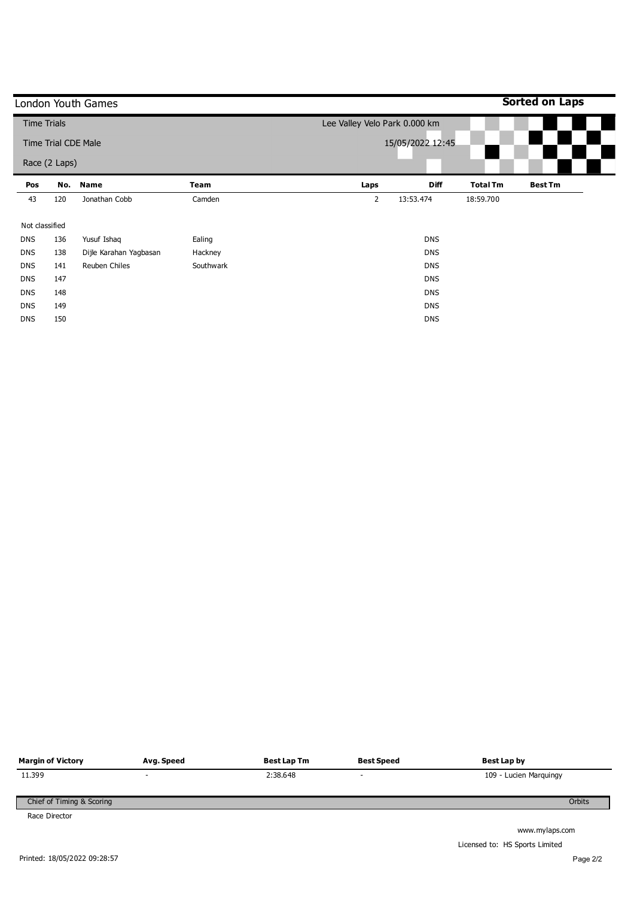London Youth Games

**Sorted on Laps**

Time Trials

Time Trial CDE Male

Race (2 Laps)

Lee Valley Velo Park 0.000 km

15/05/2022 12:45

| Pos | No. | Name | Team | Laps | Diff | Total Tm | Best Tm |
|---|---|---|---|---|---|---|---|
| 43 | 120 | Jonathan Cobb | Camden | 2 | 13:53.474 | 18:59.700 | |

Not classified

| Pos | No. | Name | Team | Laps | Diff | Total Tm | Best Tm |
|---|---|---|---|---|---|---|---|
| DNS | 136 | Yusuf Ishaq | Ealing | | DNS | | |
| DNS | 138 | Dijle Karahan Yagbasan | Hackney | | DNS | | |
| DNS | 141 | Reuben Chiles | Southwark | | DNS | | |
| DNS | 147 | | | | DNS | | |
| DNS | 148 | | | | DNS | | |
| DNS | 149 | | | | DNS | | |
| DNS | 150 | | | | DNS | | |

| Margin of Victory | Avg. Speed | Best Lap Tm | Best Speed | Best Lap by |
|---|---|---|---|---|
| 11.399 | - | 2:38.648 | - | 109 - Lucien Marquingy |

Chief of Timing & Scoring

Orbits

Race Director

www.mylaps.com

Licensed to: HS Sports Limited

Printed: 18/05/2022 09:28:57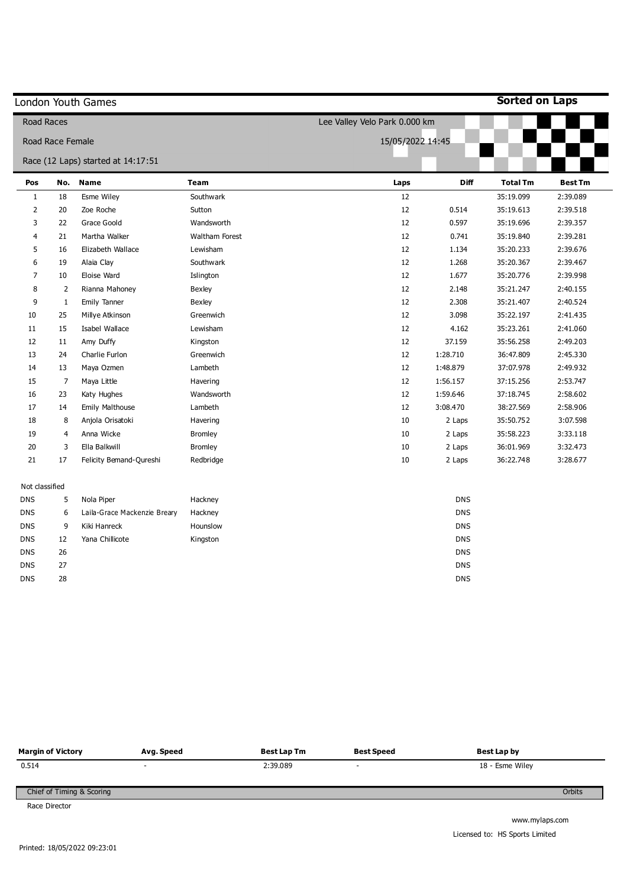## London Youth Games

**Sorted on Laps**

Road Races — Lee Valley Velo Park 0.000 km

Road Race Female — 15/05/2022 14:45

Race (12 Laps) started at 14:17:51

| Pos | No. | Name | Team | Laps | Diff | Total Tm | Best Tm |
|---|---|---|---|---|---|---|---|
| 1 | 18 | Esme Wiley | Southwark | 12 | | 35:19.099 | 2:39.089 |
| 2 | 20 | Zoe Roche | Sutton | 12 | 0.514 | 35:19.613 | 2:39.518 |
| 3 | 22 | Grace Goold | Wandsworth | 12 | 0.597 | 35:19.696 | 2:39.357 |
| 4 | 21 | Martha Walker | Waltham Forest | 12 | 0.741 | 35:19.840 | 2:39.281 |
| 5 | 16 | Elizabeth Wallace | Lewisham | 12 | 1.134 | 35:20.233 | 2:39.676 |
| 6 | 19 | Alaia Clay | Southwark | 12 | 1.268 | 35:20.367 | 2:39.467 |
| 7 | 10 | Eloise Ward | Islington | 12 | 1.677 | 35:20.776 | 2:39.998 |
| 8 | 2 | Rianna Mahoney | Bexley | 12 | 2.148 | 35:21.247 | 2:40.155 |
| 9 | 1 | Emily Tanner | Bexley | 12 | 2.308 | 35:21.407 | 2:40.524 |
| 10 | 25 | Millye Atkinson | Greenwich | 12 | 3.098 | 35:22.197 | 2:41.435 |
| 11 | 15 | Isabel Wallace | Lewisham | 12 | 4.162 | 35:23.261 | 2:41.060 |
| 12 | 11 | Amy Duffy | Kingston | 12 | 37.159 | 35:56.258 | 2:49.203 |
| 13 | 24 | Charlie Furlon | Greenwich | 12 | 1:28.710 | 36:47.809 | 2:45.330 |
| 14 | 13 | Maya Ozmen | Lambeth | 12 | 1:48.879 | 37:07.978 | 2:49.932 |
| 15 | 7 | Maya Little | Havering | 12 | 1:56.157 | 37:15.256 | 2:53.747 |
| 16 | 23 | Katy Hughes | Wandsworth | 12 | 1:59.646 | 37:18.745 | 2:58.602 |
| 17 | 14 | Emily Malthouse | Lambeth | 12 | 3:08.470 | 38:27.569 | 2:58.906 |
| 18 | 8 | Anjola Orisatoki | Havering | 10 | 2 Laps | 35:50.752 | 3:07.598 |
| 19 | 4 | Anna Wicke | Bromley | 10 | 2 Laps | 35:58.223 | 3:33.118 |
| 20 | 3 | Ella Balkwill | Bromley | 10 | 2 Laps | 36:01.969 | 3:32.473 |
| 21 | 17 | Felicity Bemand-Qureshi | Redbridge | 10 | 2 Laps | 36:22.748 | 3:28.677 |

Not classified

| Pos | No. | Name | Team | Laps | Diff | Total Tm | Best Tm |
|---|---|---|---|---|---|---|---|
| DNS | 5 | Nola Piper | Hackney | | DNS | | |
| DNS | 6 | Laila-Grace Mackenzie Breary | Hackney | | DNS | | |
| DNS | 9 | Kiki Hanreck | Hounslow | | DNS | | |
| DNS | 12 | Yana Chillicote | Kingston | | DNS | | |
| DNS | 26 | | | | DNS | | |
| DNS | 27 | | | | DNS | | |
| DNS | 28 | | | | DNS | | |

| Margin of Victory | Avg. Speed | Best Lap Tm | Best Speed | Best Lap by |
|---|---|---|---|---|
| 0.514 | - | 2:39.089 | - | 18 - Esme Wiley |

Chief of Timing & Scoring — Orbits

Race Director

www.mylaps.com

Licensed to: HS Sports Limited

Printed: 18/05/2022 09:23:01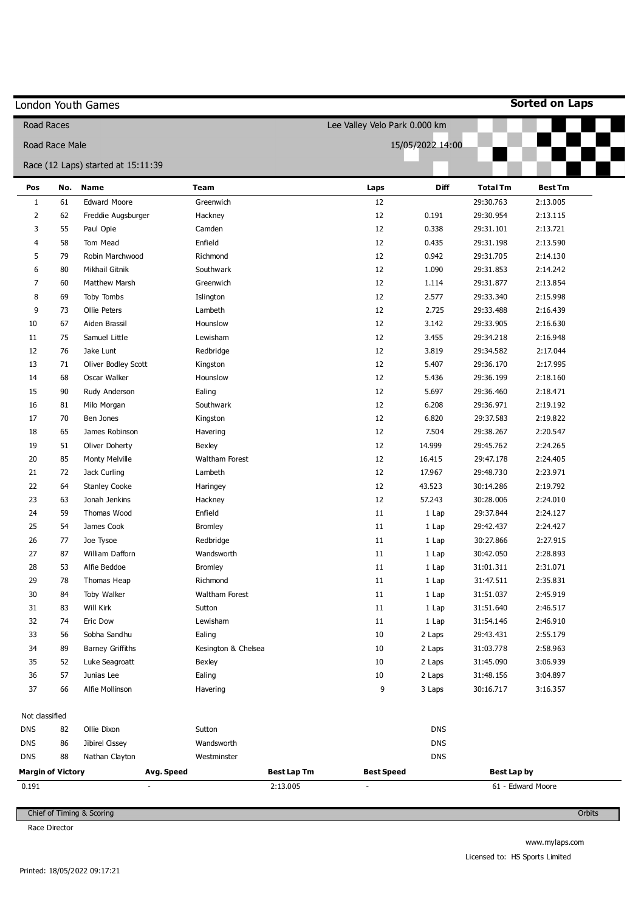London Youth Games

**Sorted on Laps**

Road Races

Lee Valley Velo Park 0.000 km

Road Race Male

15/05/2022 14:00

Race (12 Laps) started at 15:11:39

| Pos | No. | Name | Team | Laps | Diff | Total Tm | Best Tm |
|---|---|---|---|---|---|---|---|
| 1 | 61 | Edward Moore | Greenwich | 12 | | 29:30.763 | 2:13.005 |
| 2 | 62 | Freddie Augsburger | Hackney | 12 | 0.191 | 29:30.954 | 2:13.115 |
| 3 | 55 | Paul Opie | Camden | 12 | 0.338 | 29:31.101 | 2:13.721 |
| 4 | 58 | Tom Mead | Enfield | 12 | 0.435 | 29:31.198 | 2:13.590 |
| 5 | 79 | Robin Marchwood | Richmond | 12 | 0.942 | 29:31.705 | 2:14.130 |
| 6 | 80 | Mikhail Gitnik | Southwark | 12 | 1.090 | 29:31.853 | 2:14.242 |
| 7 | 60 | Matthew Marsh | Greenwich | 12 | 1.114 | 29:31.877 | 2:13.854 |
| 8 | 69 | Toby Tombs | Islington | 12 | 2.577 | 29:33.340 | 2:15.998 |
| 9 | 73 | Ollie Peters | Lambeth | 12 | 2.725 | 29:33.488 | 2:16.439 |
| 10 | 67 | Aiden Brassil | Hounslow | 12 | 3.142 | 29:33.905 | 2:16.630 |
| 11 | 75 | Samuel Little | Lewisham | 12 | 3.455 | 29:34.218 | 2:16.948 |
| 12 | 76 | Jake Lunt | Redbridge | 12 | 3.819 | 29:34.582 | 2:17.044 |
| 13 | 71 | Oliver Bodley Scott | Kingston | 12 | 5.407 | 29:36.170 | 2:17.995 |
| 14 | 68 | Oscar Walker | Hounslow | 12 | 5.436 | 29:36.199 | 2:18.160 |
| 15 | 90 | Rudy Anderson | Ealing | 12 | 5.697 | 29:36.460 | 2:18.471 |
| 16 | 81 | Milo Morgan | Southwark | 12 | 6.208 | 29:36.971 | 2:19.192 |
| 17 | 70 | Ben Jones | Kingston | 12 | 6.820 | 29:37.583 | 2:19.822 |
| 18 | 65 | James Robinson | Havering | 12 | 7.504 | 29:38.267 | 2:20.547 |
| 19 | 51 | Oliver Doherty | Bexley | 12 | 14.999 | 29:45.762 | 2:24.265 |
| 20 | 85 | Monty Melville | Waltham Forest | 12 | 16.415 | 29:47.178 | 2:24.405 |
| 21 | 72 | Jack Curling | Lambeth | 12 | 17.967 | 29:48.730 | 2:23.971 |
| 22 | 64 | Stanley Cooke | Haringey | 12 | 43.523 | 30:14.286 | 2:19.792 |
| 23 | 63 | Jonah Jenkins | Hackney | 12 | 57.243 | 30:28.006 | 2:24.010 |
| 24 | 59 | Thomas Wood | Enfield | 11 | 1 Lap | 29:37.844 | 2:24.127 |
| 25 | 54 | James Cook | Bromley | 11 | 1 Lap | 29:42.437 | 2:24.427 |
| 26 | 77 | Joe Tysoe | Redbridge | 11 | 1 Lap | 30:27.866 | 2:27.915 |
| 27 | 87 | William Dafforn | Wandsworth | 11 | 1 Lap | 30:42.050 | 2:28.893 |
| 28 | 53 | Alfie Beddoe | Bromley | 11 | 1 Lap | 31:01.311 | 2:31.071 |
| 29 | 78 | Thomas Heap | Richmond | 11 | 1 Lap | 31:47.511 | 2:35.831 |
| 30 | 84 | Toby Walker | Waltham Forest | 11 | 1 Lap | 31:51.037 | 2:45.919 |
| 31 | 83 | Will Kirk | Sutton | 11 | 1 Lap | 31:51.640 | 2:46.517 |
| 32 | 74 | Eric Dow | Lewisham | 11 | 1 Lap | 31:54.146 | 2:46.910 |
| 33 | 56 | Sobha Sandhu | Ealing | 10 | 2 Laps | 29:43.431 | 2:55.179 |
| 34 | 89 | Barney Griffiths | Kesington & Chelsea | 10 | 2 Laps | 31:03.778 | 2:58.963 |
| 35 | 52 | Luke Seagroatt | Bexley | 10 | 2 Laps | 31:45.090 | 3:06.939 |
| 36 | 57 | Junias Lee | Ealing | 10 | 2 Laps | 31:48.156 | 3:04.897 |
| 37 | 66 | Alfie Mollinson | Havering | 9 | 3 Laps | 30:16.717 | 3:16.357 |

Not classified

| | | | | | | | |
|---|---|---|---|---|---|---|---|
| DNS | 82 | Ollie Dixon | Sutton | | DNS | | |
| DNS | 86 | Jibirel Cissey | Wandsworth | | DNS | | |
| DNS | 88 | Nathan Clayton | Westminster | | DNS | | |

| Margin of Victory | Avg. Speed | Best Lap Tm | Best Speed | Best Lap by |
|---|---|---|---|---|
| 0.191 | - | 2:13.005 | - | 61 - Edward Moore |

Chief of Timing & Scoring

Orbits

Race Director

www.mylaps.com

Licensed to: HS Sports Limited

Printed: 18/05/2022 09:17:21